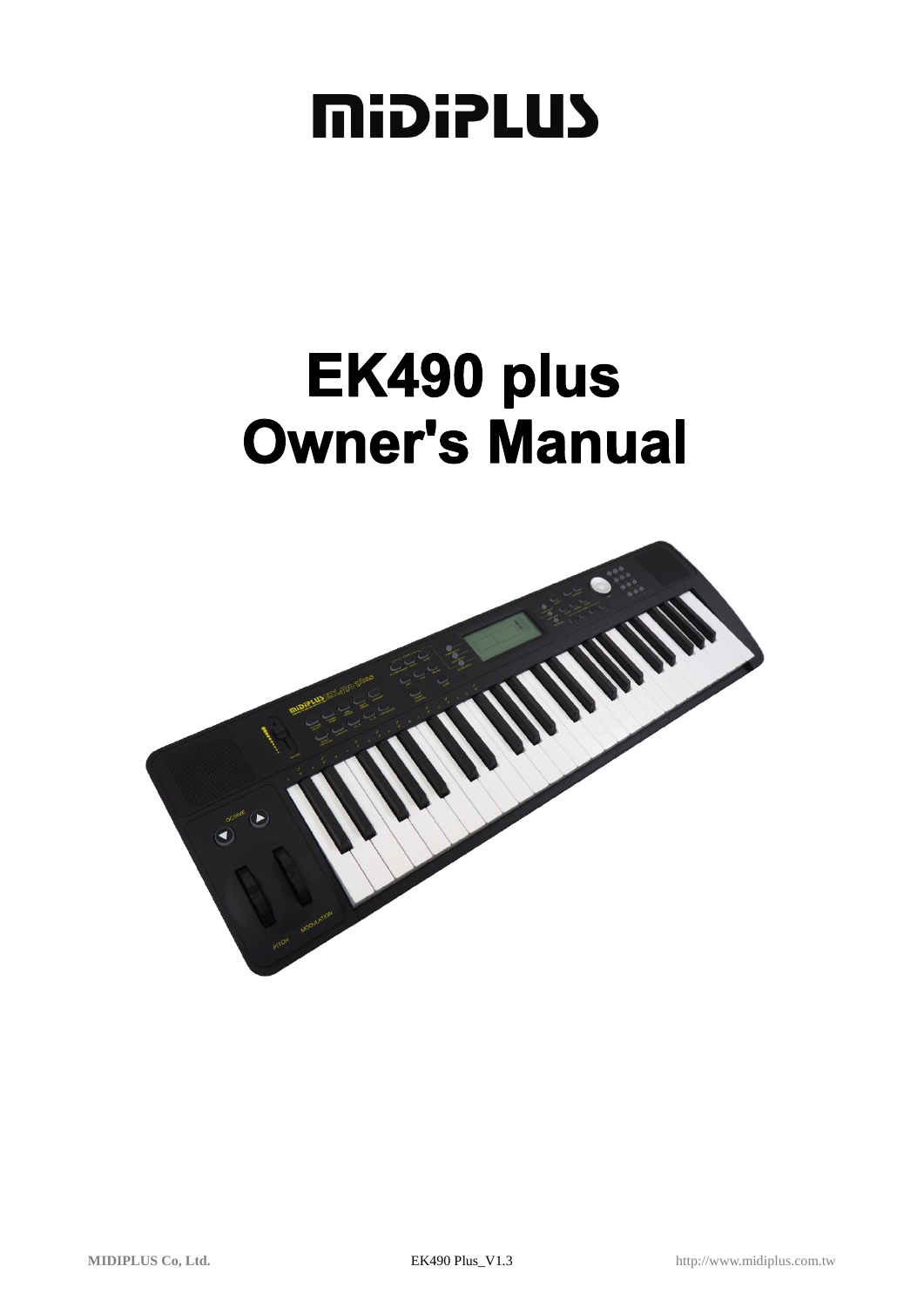# MIDIPLUS

# EK490 plus
# Owner's Manual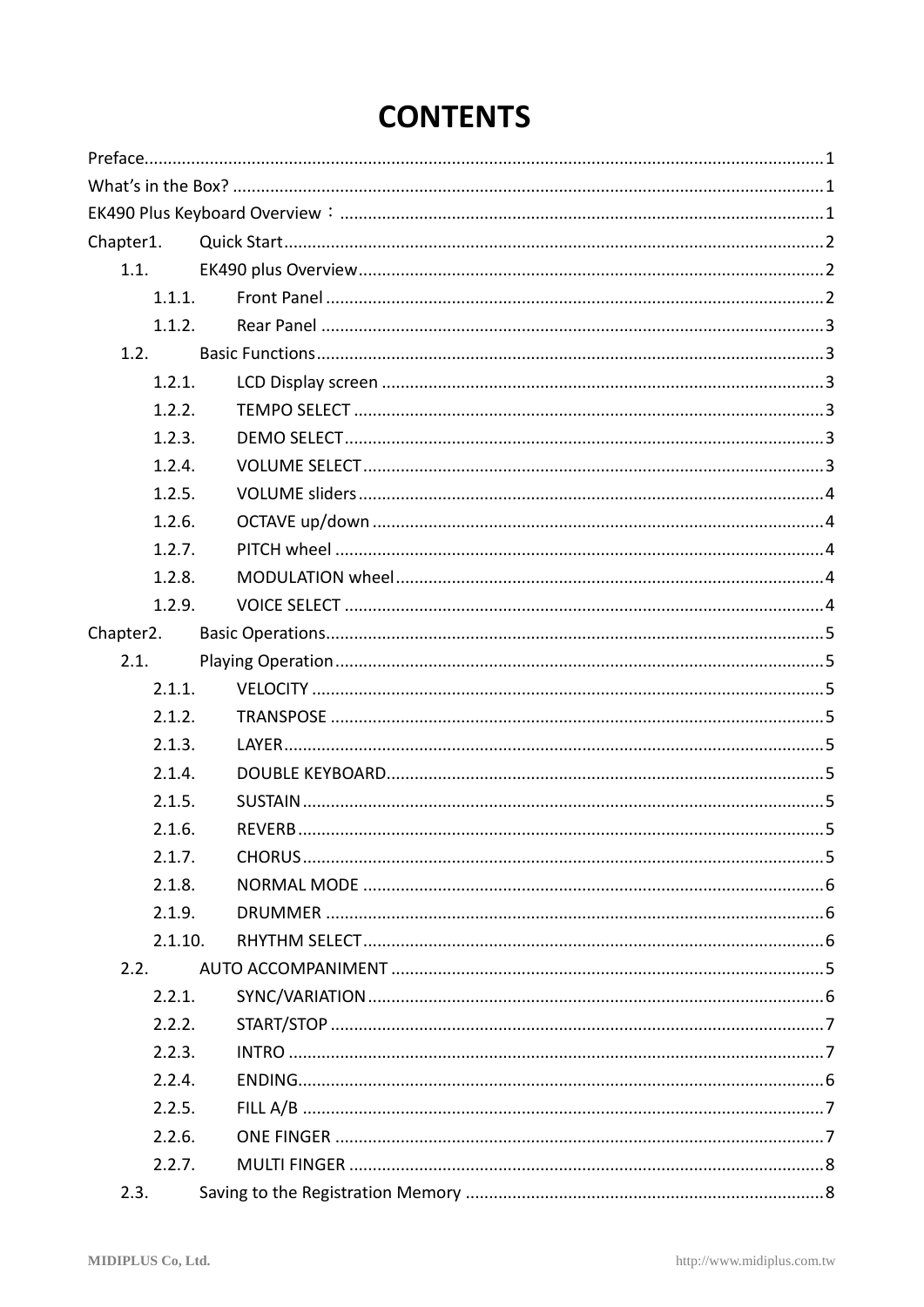# CONTENTS

Preface ........................................................................................................................................ 1

What's in the Box? ..................................................................................................................... 1

EK490 Plus Keyboard Overview： ............................................................................................ 1

Chapter1. Quick Start .................................................................................................................. 2

- 1.1. EK490 plus Overview ........................................................................................................ 2
  - 1.1.1. Front Panel .................................................................................................................. 2
  - 1.1.2. Rear Panel ................................................................................................................... 3
- 1.2. Basic Functions ................................................................................................................. 3
  - 1.2.1. LCD Display screen ...................................................................................................... 3
  - 1.2.2. TEMPO SELECT ............................................................................................................ 3
  - 1.2.3. DEMO SELECT .............................................................................................................. 3
  - 1.2.4. VOLUME SELECT .......................................................................................................... 3
  - 1.2.5. VOLUME sliders ........................................................................................................... 4
  - 1.2.6. OCTAVE up/down ........................................................................................................ 4
  - 1.2.7. PITCH wheel ................................................................................................................ 4
  - 1.2.8. MODULATION wheel ................................................................................................... 4
  - 1.2.9. VOICE SELECT .............................................................................................................. 4

Chapter2. Basic Operations .......................................................................................................... 5

- 2.1. Playing Operation ............................................................................................................. 5
  - 2.1.1. VELOCITY ..................................................................................................................... 5
  - 2.1.2. TRANSPOSE ................................................................................................................. 5
  - 2.1.3. LAYER ........................................................................................................................... 5
  - 2.1.4. DOUBLE KEYBOARD ..................................................................................................... 5
  - 2.1.5. SUSTAIN ....................................................................................................................... 5
  - 2.1.6. REVERB ........................................................................................................................ 5
  - 2.1.7. CHORUS ....................................................................................................................... 5
  - 2.1.8. NORMAL MODE .......................................................................................................... 6
  - 2.1.9. DRUMMER .................................................................................................................. 6
  - 2.1.10. RHYTHM SELECT ......................................................................................................... 6
- 2.2. AUTO ACCOMPANIMENT .................................................................................................. 5
  - 2.2.1. SYNC/VARIATION ......................................................................................................... 6
  - 2.2.2. START/STOP ................................................................................................................. 7
  - 2.2.3. INTRO .......................................................................................................................... 7
  - 2.2.4. ENDING ........................................................................................................................ 6
  - 2.2.5. FILL A/B ....................................................................................................................... 7
  - 2.2.6. ONE FINGER ................................................................................................................ 7
  - 2.2.7. MULTI FINGER ............................................................................................................. 8
- 2.3. Saving to the Registration Memory .................................................................................. 8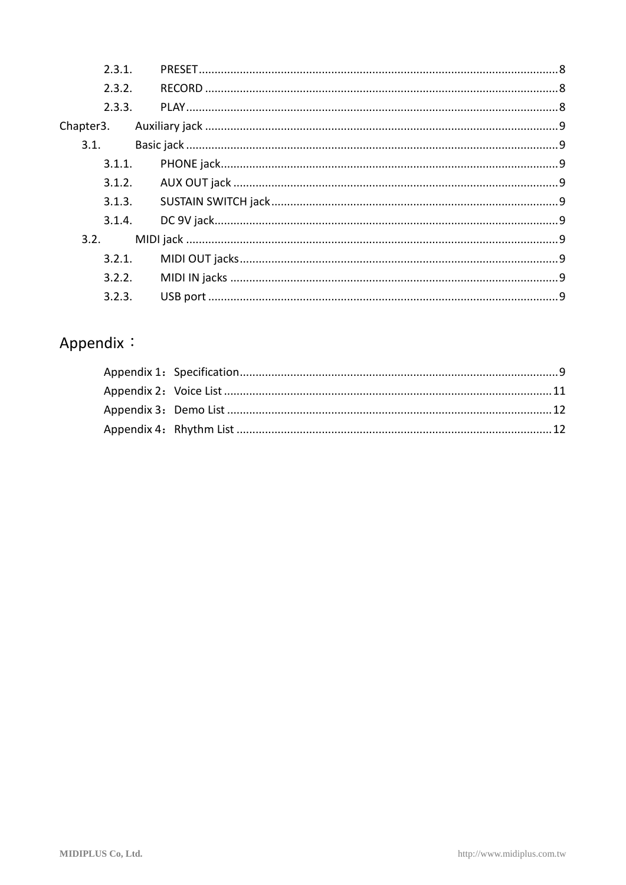2.3.1. PRESET ........................................................................................................ 8

2.3.2. RECORD ...................................................................................................... 8

2.3.3. PLAY ............................................................................................................ 8

Chapter3. Auxiliary jack ...................................................................................................... 9

3.1. Basic jack ........................................................................................................... 9

3.1.1. PHONE jack ................................................................................................. 9

3.1.2. AUX OUT jack .............................................................................................. 9

3.1.3. SUSTAIN SWITCH jack ................................................................................. 9

3.1.4. DC 9V jack ................................................................................................... 9

3.2. MIDI jack ............................................................................................................ 9

3.2.1. MIDI OUT jacks ............................................................................................ 9

3.2.2. MIDI IN jacks ............................................................................................... 9

3.2.3. USB port ..................................................................................................... 9

# Appendix：

Appendix 1：Specification ..................................................................................................... 9

Appendix 2：Voice List ......................................................................................................... 11

Appendix 3：Demo List ........................................................................................................ 12

Appendix 4：Rhythm List ..................................................................................................... 12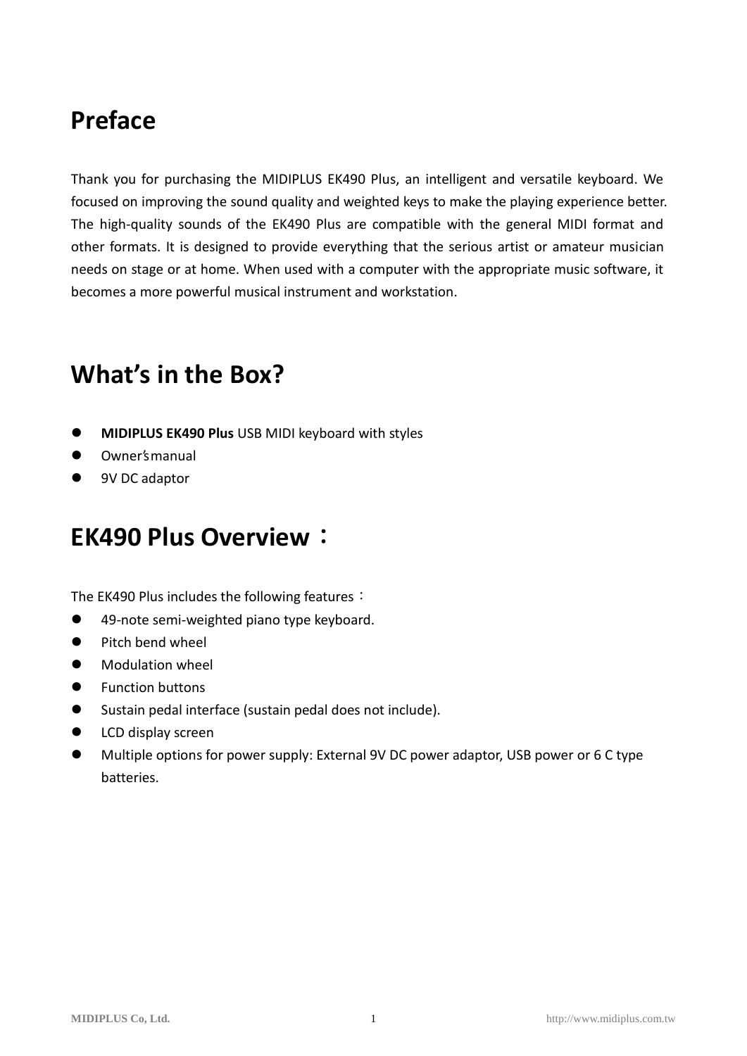# Preface

Thank you for purchasing the MIDIPLUS EK490 Plus, an intelligent and versatile keyboard. We focused on improving the sound quality and weighted keys to make the playing experience better. The high-quality sounds of the EK490 Plus are compatible with the general MIDI format and other formats. It is designed to provide everything that the serious artist or amateur musician needs on stage or at home. When used with a computer with the appropriate music software, it becomes a more powerful musical instrument and workstation.

# What's in the Box?

- **MIDIPLUS EK490 Plus** USB MIDI keyboard with styles
- Owner's manual
- 9V DC adaptor

# EK490 Plus Overview：

The EK490 Plus includes the following features：

- 49-note semi-weighted piano type keyboard.
- Pitch bend wheel
- Modulation wheel
- Function buttons
- Sustain pedal interface (sustain pedal does not include).
- LCD display screen
- Multiple options for power supply: External 9V DC power adaptor, USB power or 6 C type batteries.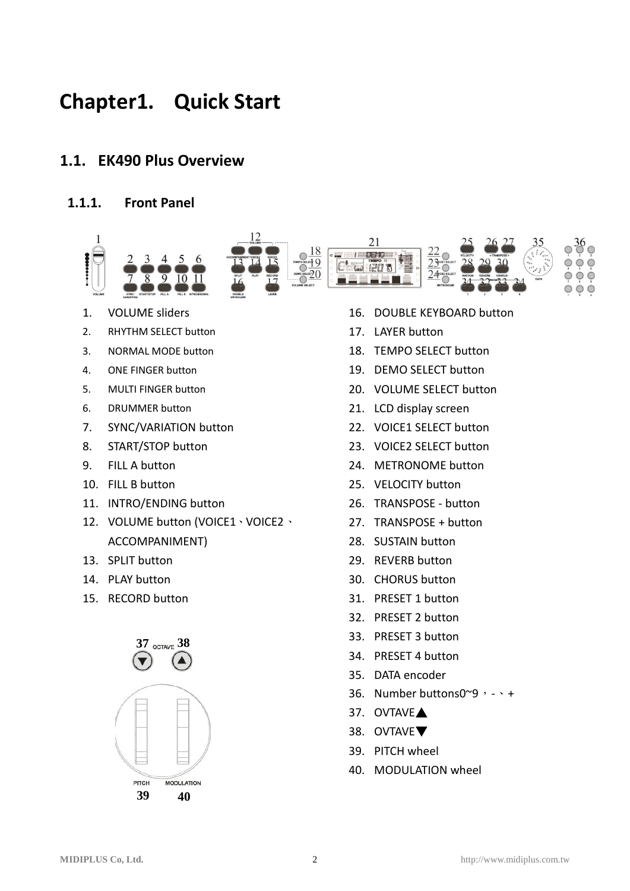# Chapter1. Quick Start

## 1.1. EK490 Plus Overview

### 1.1.1. Front Panel

1. VOLUME sliders
2. RHYTHM SELECT button
3. NORMAL MODE button
4. ONE FINGER button
5. MULTI FINGER button
6. DRUMMER button
7. SYNC/VARIATION button
8. START/STOP button
9. FILL A button
10. FILL B button
11. INTRO/ENDING button
12. VOLUME button (VOICE1、VOICE2、ACCOMPANIMENT)
13. SPLIT button
14. PLAY button
15. RECORD button
16. DOUBLE KEYBOARD button
17. LAYER button
18. TEMPO SELECT button
19. DEMO SELECT button
20. VOLUME SELECT button
21. LCD display screen
22. VOICE1 SELECT button
23. VOICE2 SELECT button
24. METRONOME button
25. VELOCITY button
26. TRANSPOSE - button
27. TRANSPOSE + button
28. SUSTAIN button
29. REVERB button
30. CHORUS button
31. PRESET 1 button
32. PRESET 2 button
33. PRESET 3 button
34. PRESET 4 button
35. DATA encoder
36. Number buttons0~9，-、+
37. OVTAVE▲
38. OVTAVE▼
39. PITCH wheel
40. MODULATION wheel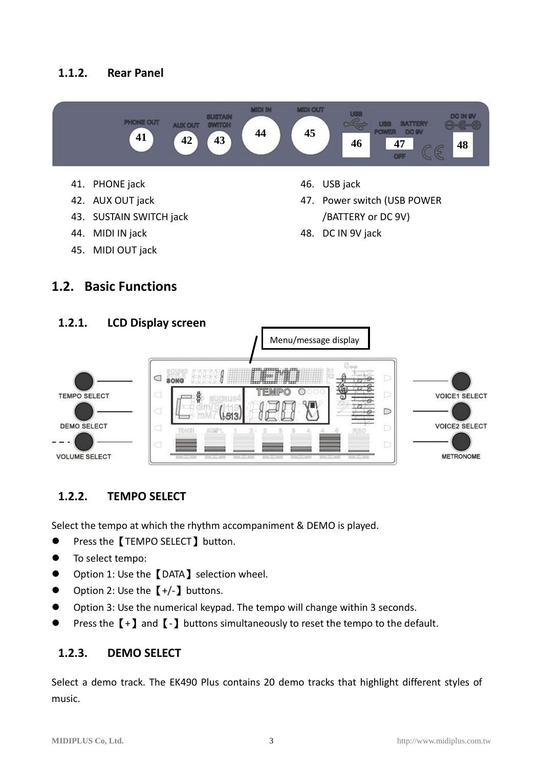### 1.1.2. Rear Panel

41. PHONE jack
42. AUX OUT jack
43. SUSTAIN SWITCH jack
44. MIDI IN jack
45. MIDI OUT jack
46. USB jack
47. Power switch (USB POWER /BATTERY or DC 9V)
48. DC IN 9V jack

## 1.2. Basic Functions

### 1.2.1. LCD Display screen

### 1.2.2. TEMPO SELECT

Select the tempo at which the rhythm accompaniment & DEMO is played.

- Press the【TEMPO SELECT】button.
- To select tempo:
- Option 1: Use the【DATA】selection wheel.
- Option 2: Use the【+/-】buttons.
- Option 3: Use the numerical keypad. The tempo will change within 3 seconds.
- Press the【+】and【-】buttons simultaneously to reset the tempo to the default.

### 1.2.3. DEMO SELECT

Select a demo track. The EK490 Plus contains 20 demo tracks that highlight different styles of music.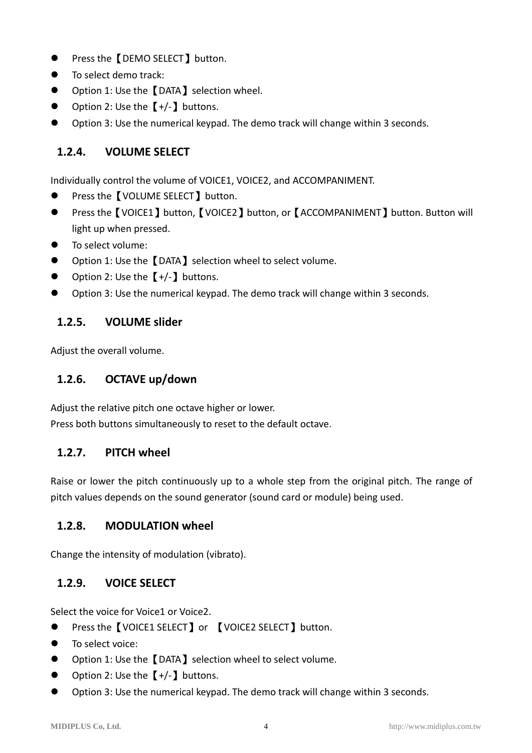- Press the【DEMO SELECT】button.
- To select demo track:
- Option 1: Use the【DATA】selection wheel.
- Option 2: Use the【+/-】buttons.
- Option 3: Use the numerical keypad. The demo track will change within 3 seconds.

### 1.2.4. VOLUME SELECT

Individually control the volume of VOICE1, VOICE2, and ACCOMPANIMENT.

- Press the【VOLUME SELECT】button.
- Press the【VOICE1】button,【VOICE2】button, or【ACCOMPANIMENT】button. Button will light up when pressed.
- To select volume:
- Option 1: Use the【DATA】selection wheel to select volume.
- Option 2: Use the【+/-】buttons.
- Option 3: Use the numerical keypad. The demo track will change within 3 seconds.

### 1.2.5. VOLUME slider

Adjust the overall volume.

### 1.2.6. OCTAVE up/down

Adjust the relative pitch one octave higher or lower.
Press both buttons simultaneously to reset to the default octave.

### 1.2.7. PITCH wheel

Raise or lower the pitch continuously up to a whole step from the original pitch. The range of pitch values depends on the sound generator (sound card or module) being used.

### 1.2.8. MODULATION wheel

Change the intensity of modulation (vibrato).

### 1.2.9. VOICE SELECT

Select the voice for Voice1 or Voice2.

- Press the【VOICE1 SELECT】or 【VOICE2 SELECT】button.
- To select voice:
- Option 1: Use the【DATA】selection wheel to select volume.
- Option 2: Use the【+/-】buttons.
- Option 3: Use the numerical keypad. The demo track will change within 3 seconds.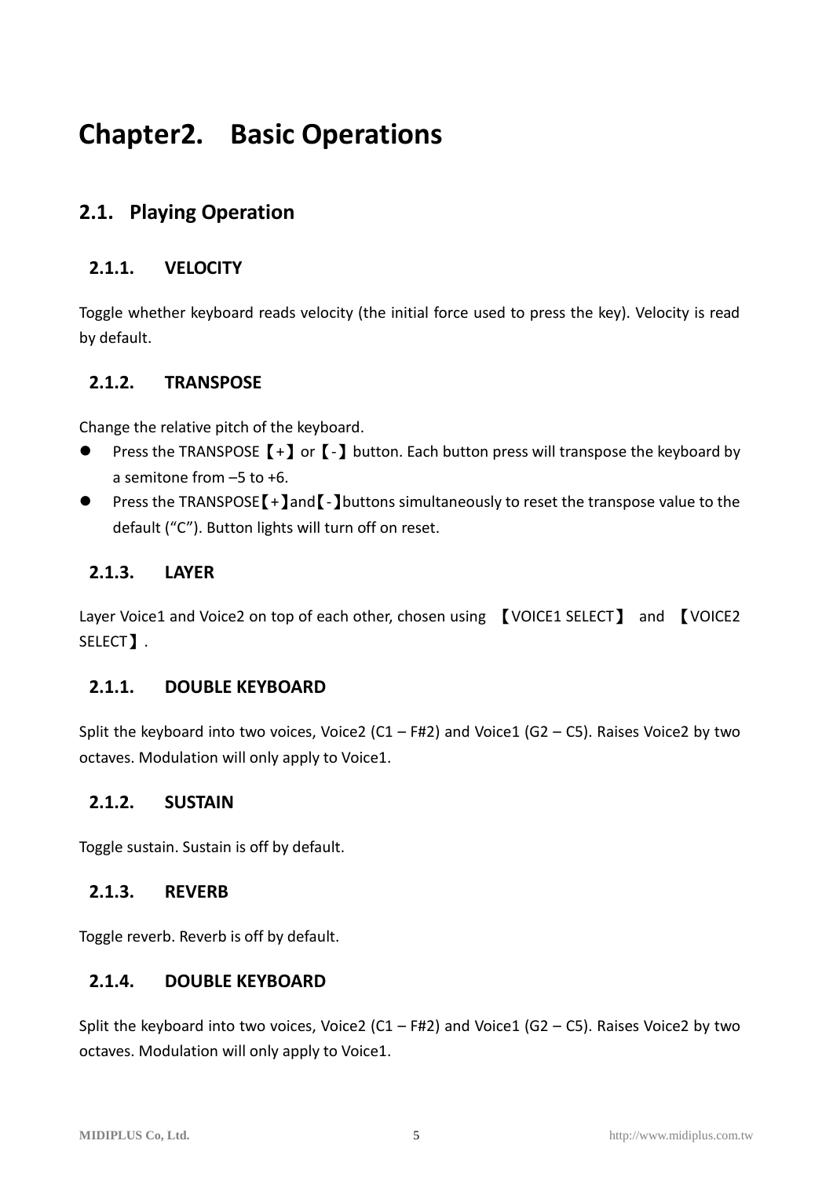# Chapter2. Basic Operations

## 2.1. Playing Operation

### 2.1.1. VELOCITY

Toggle whether keyboard reads velocity (the initial force used to press the key). Velocity is read by default.

### 2.1.2. TRANSPOSE

Change the relative pitch of the keyboard.

- Press the TRANSPOSE【+】or【-】button. Each button press will transpose the keyboard by a semitone from –5 to +6.
- Press the TRANSPOSE【+】and【-】buttons simultaneously to reset the transpose value to the default (“C”). Button lights will turn off on reset.

### 2.1.3. LAYER

Layer Voice1 and Voice2 on top of each other, chosen using 【VOICE1 SELECT】 and 【VOICE2 SELECT】.

### 2.1.1. DOUBLE KEYBOARD

Split the keyboard into two voices, Voice2 (C1 – F#2) and Voice1 (G2 – C5). Raises Voice2 by two octaves. Modulation will only apply to Voice1.

### 2.1.2. SUSTAIN

Toggle sustain. Sustain is off by default.

### 2.1.3. REVERB

Toggle reverb. Reverb is off by default.

### 2.1.4. DOUBLE KEYBOARD

Split the keyboard into two voices, Voice2 (C1 – F#2) and Voice1 (G2 – C5). Raises Voice2 by two octaves. Modulation will only apply to Voice1.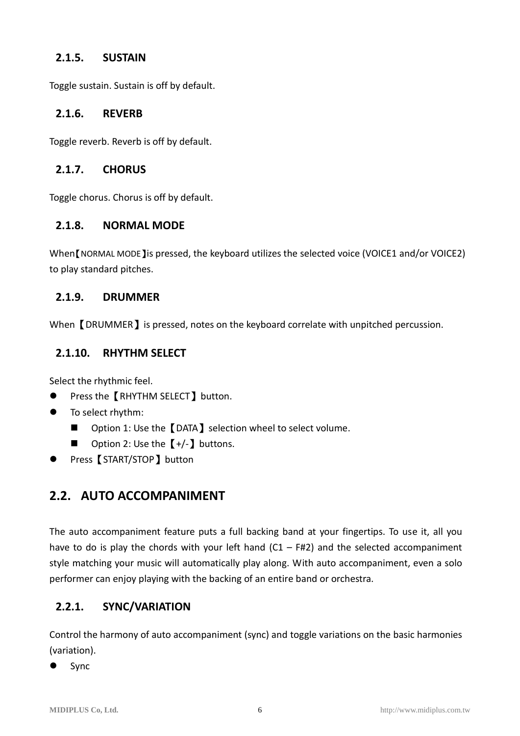### 2.1.5. SUSTAIN

Toggle sustain. Sustain is off by default.

### 2.1.6. REVERB

Toggle reverb. Reverb is off by default.

### 2.1.7. CHORUS

Toggle chorus. Chorus is off by default.

### 2.1.8. NORMAL MODE

When【NORMAL MODE】is pressed, the keyboard utilizes the selected voice (VOICE1 and/or VOICE2) to play standard pitches.

### 2.1.9. DRUMMER

When【DRUMMER】is pressed, notes on the keyboard correlate with unpitched percussion.

### 2.1.10. RHYTHM SELECT

Select the rhythmic feel.

- Press the【RHYTHM SELECT】button.
- To select rhythm:
  - Option 1: Use the【DATA】selection wheel to select volume.
  - Option 2: Use the【+/-】buttons.
- Press【START/STOP】button

## 2.2. AUTO ACCOMPANIMENT

The auto accompaniment feature puts a full backing band at your fingertips. To use it, all you have to do is play the chords with your left hand (C1 – F#2) and the selected accompaniment style matching your music will automatically play along. With auto accompaniment, even a solo performer can enjoy playing with the backing of an entire band or orchestra.

### 2.2.1. SYNC/VARIATION

Control the harmony of auto accompaniment (sync) and toggle variations on the basic harmonies (variation).

- Sync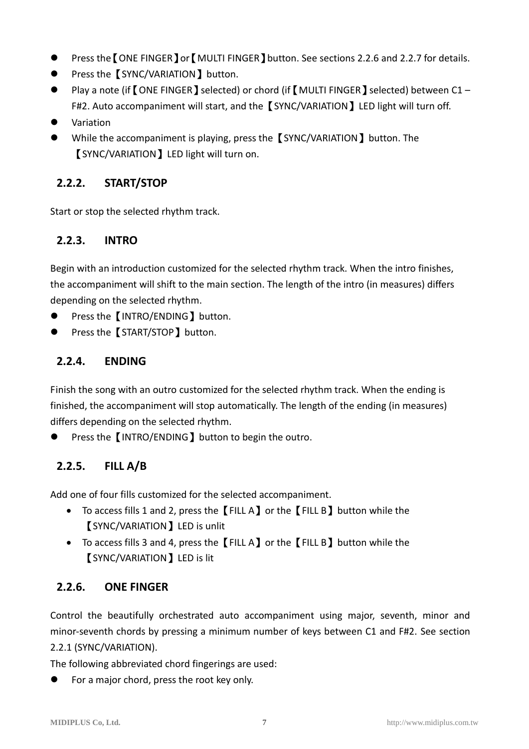- Press the【ONE FINGER】or【MULTI FINGER】button. See sections 2.2.6 and 2.2.7 for details.
- Press the【SYNC/VARIATION】button.
- Play a note (if【ONE FINGER】selected) or chord (if【MULTI FINGER】selected) between C1 – F#2. Auto accompaniment will start, and the【SYNC/VARIATION】LED light will turn off.
- Variation
- While the accompaniment is playing, press the【SYNC/VARIATION】button. The【SYNC/VARIATION】LED light will turn on.

### 2.2.2. START/STOP

Start or stop the selected rhythm track.

### 2.2.3. INTRO

Begin with an introduction customized for the selected rhythm track. When the intro finishes, the accompaniment will shift to the main section. The length of the intro (in measures) differs depending on the selected rhythm.

- Press the【INTRO/ENDING】button.
- Press the【START/STOP】button.

### 2.2.4. ENDING

Finish the song with an outro customized for the selected rhythm track. When the ending is finished, the accompaniment will stop automatically. The length of the ending (in measures) differs depending on the selected rhythm.

- Press the【INTRO/ENDING】button to begin the outro.

### 2.2.5. FILL A/B

Add one of four fills customized for the selected accompaniment.

- To access fills 1 and 2, press the【FILL A】or the【FILL B】button while the【SYNC/VARIATION】LED is unlit
- To access fills 3 and 4, press the【FILL A】or the【FILL B】button while the【SYNC/VARIATION】LED is lit

### 2.2.6. ONE FINGER

Control the beautifully orchestrated auto accompaniment using major, seventh, minor and minor-seventh chords by pressing a minimum number of keys between C1 and F#2. See section 2.2.1 (SYNC/VARIATION).

The following abbreviated chord fingerings are used:

- For a major chord, press the root key only.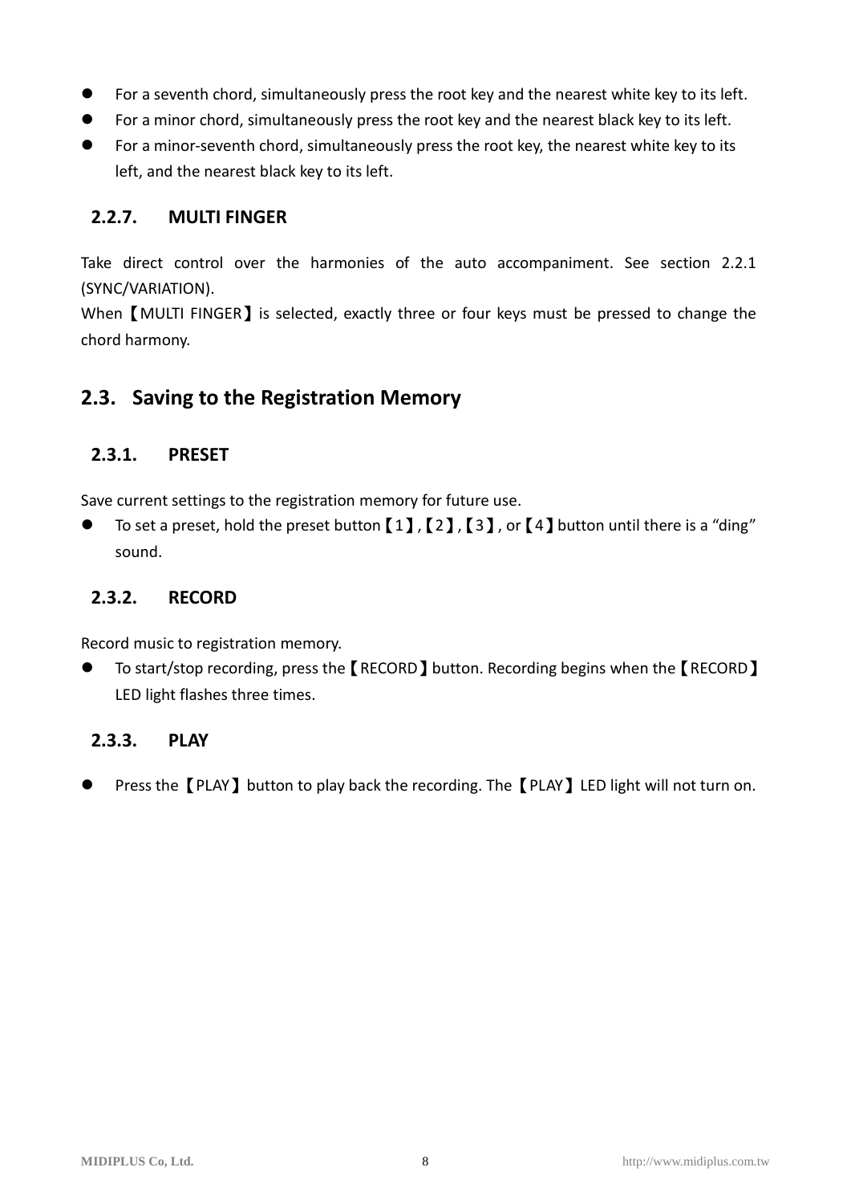- For a seventh chord, simultaneously press the root key and the nearest white key to its left.
- For a minor chord, simultaneously press the root key and the nearest black key to its left.
- For a minor-seventh chord, simultaneously press the root key, the nearest white key to its left, and the nearest black key to its left.

### 2.2.7. MULTI FINGER

Take direct control over the harmonies of the auto accompaniment. See section 2.2.1 (SYNC/VARIATION).

When【MULTI FINGER】is selected, exactly three or four keys must be pressed to change the chord harmony.

## 2.3. Saving to the Registration Memory

### 2.3.1. PRESET

Save current settings to the registration memory for future use.

- To set a preset, hold the preset button【1】,【2】,【3】, or【4】button until there is a "ding" sound.

### 2.3.2. RECORD

Record music to registration memory.

- To start/stop recording, press the【RECORD】button. Recording begins when the【RECORD】LED light flashes three times.

### 2.3.3. PLAY

- Press the【PLAY】button to play back the recording. The【PLAY】LED light will not turn on.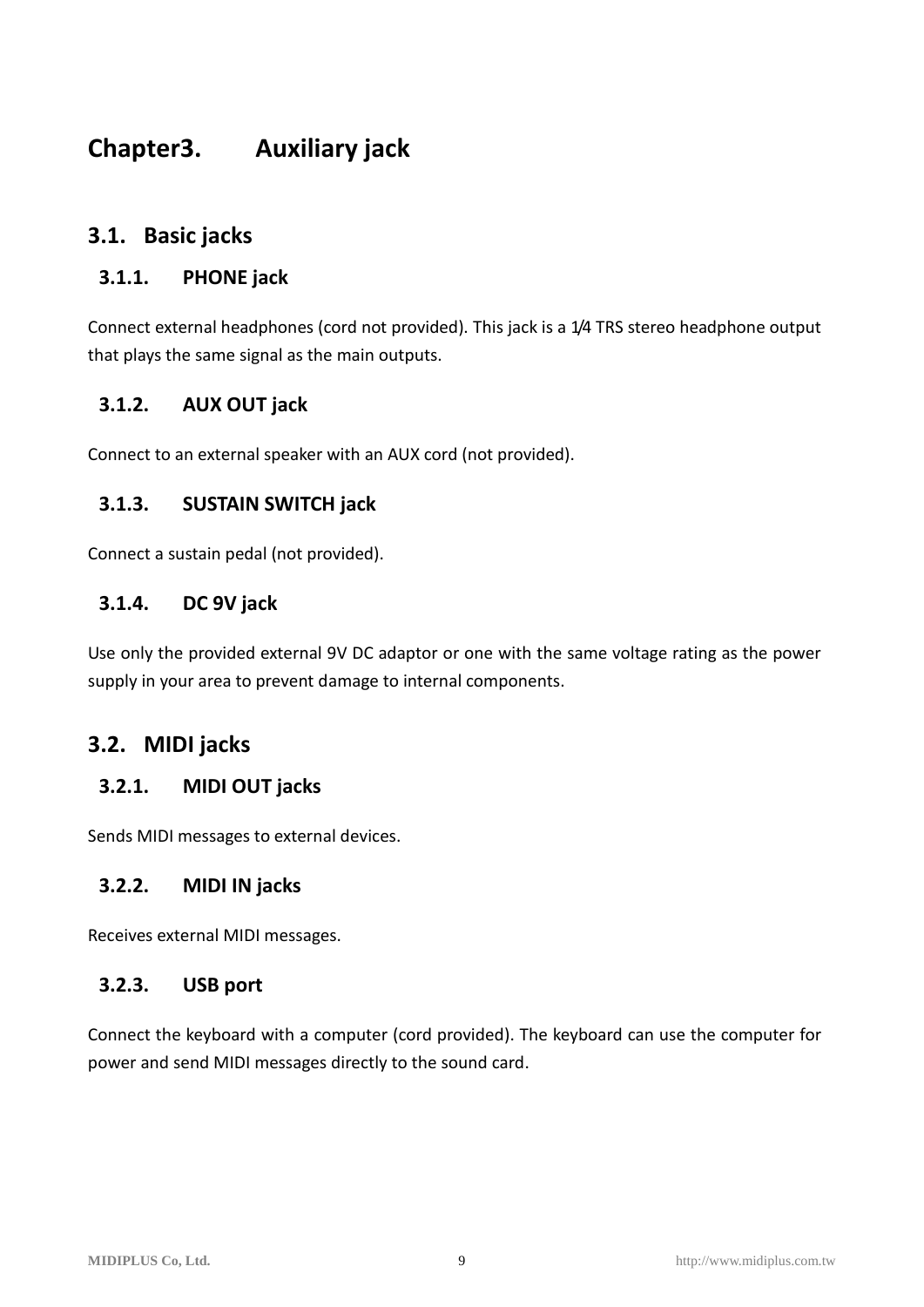# Chapter3. Auxiliary jack

## 3.1. Basic jacks

### 3.1.1. PHONE jack

Connect external headphones (cord not provided). This jack is a 1/4 TRS stereo headphone output that plays the same signal as the main outputs.

### 3.1.2. AUX OUT jack

Connect to an external speaker with an AUX cord (not provided).

### 3.1.3. SUSTAIN SWITCH jack

Connect a sustain pedal (not provided).

### 3.1.4. DC 9V jack

Use only the provided external 9V DC adaptor or one with the same voltage rating as the power supply in your area to prevent damage to internal components.

## 3.2. MIDI jacks

### 3.2.1. MIDI OUT jacks

Sends MIDI messages to external devices.

### 3.2.2. MIDI IN jacks

Receives external MIDI messages.

### 3.2.3. USB port

Connect the keyboard with a computer (cord provided). The keyboard can use the computer for power and send MIDI messages directly to the sound card.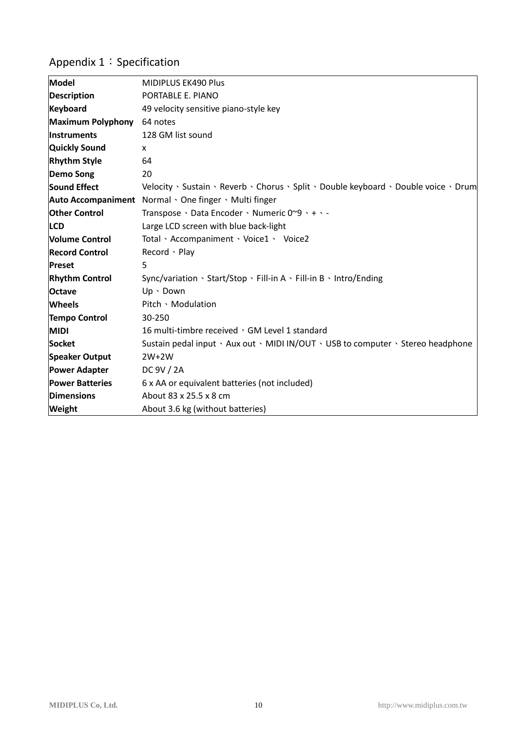## Appendix 1：Specification

| | |
|---|---|
| **Model** | MIDIPLUS EK490 Plus |
| **Description** | PORTABLE E. PIANO |
| **Keyboard** | 49 velocity sensitive piano-style key |
| **Maximum Polyphony** | 64 notes |
| **Instruments** | 128 GM list sound |
| **Quickly Sound** | x |
| **Rhythm Style** | 64 |
| **Demo Song** | 20 |
| **Sound Effect** | Velocity、Sustain、Reverb、Chorus、Split、Double keyboard、Double voice、Drum |
| **Auto Accompaniment** | Normal、One finger、Multi finger |
| **Other Control** | Transpose、Data Encoder、Numeric 0~9、+、- |
| **LCD** | Large LCD screen with blue back-light |
| **Volume Control** | Total、Accompaniment、Voice1、 Voice2 |
| **Record Control** | Record、Play |
| **Preset** | 5 |
| **Rhythm Control** | Sync/variation、Start/Stop、Fill-in A、Fill-in B、Intro/Ending |
| **Octave** | Up、Down |
| **Wheels** | Pitch、Modulation |
| **Tempo Control** | 30-250 |
| **MIDI** | 16 multi-timbre received，GM Level 1 standard |
| **Socket** | Sustain pedal input、Aux out、MIDI IN/OUT、USB to computer、Stereo headphone |
| **Speaker Output** | 2W+2W |
| **Power Adapter** | DC 9V / 2A |
| **Power Batteries** | 6 x AA or equivalent batteries (not included) |
| **Dimensions** | About 83 x 25.5 x 8 cm |
| **Weight** | About 3.6 kg (without batteries) |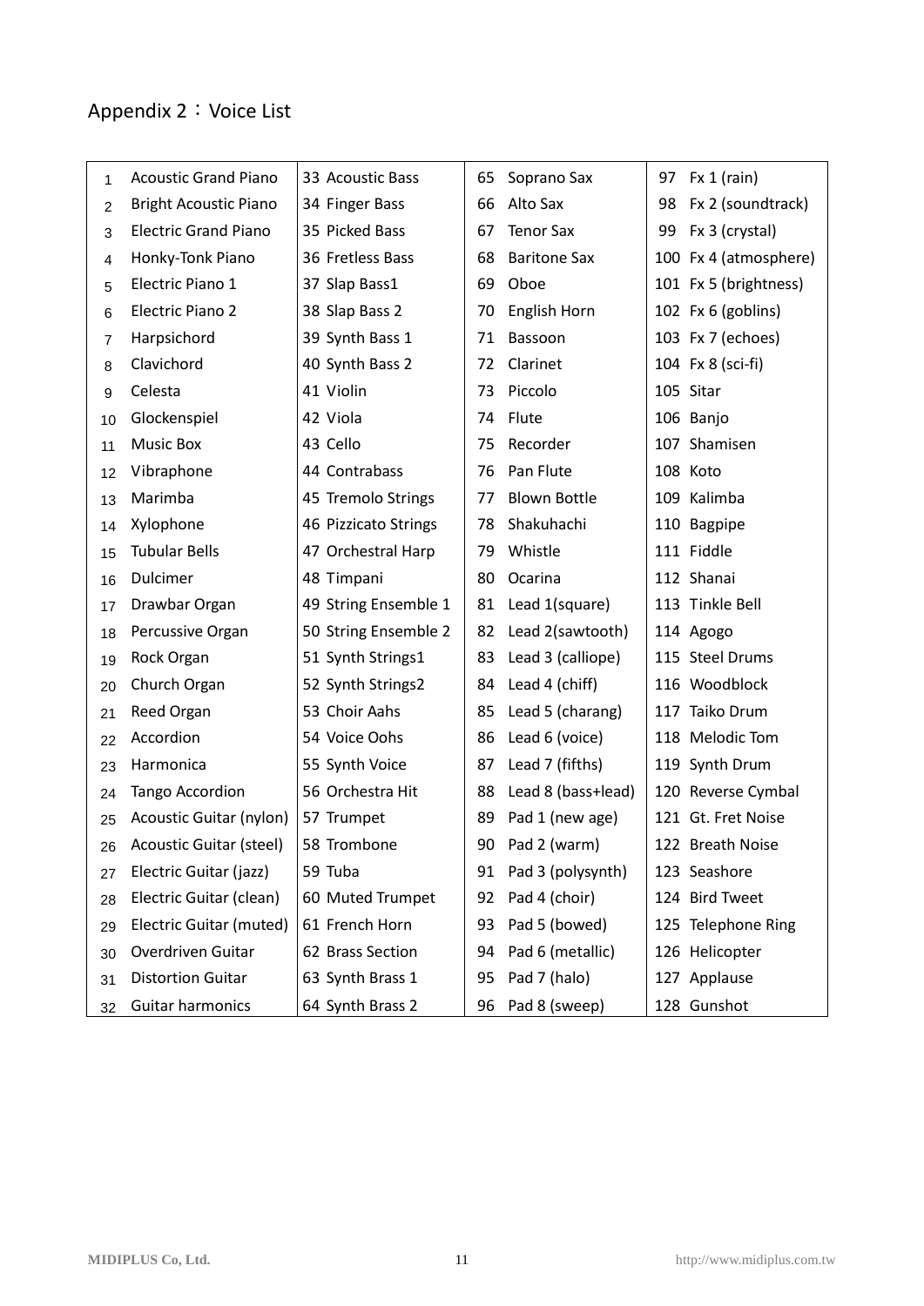## Appendix 2：Voice List

| | | | |
|---|---|---|---|
| 1 Acoustic Grand Piano | 33 Acoustic Bass | 65 Soprano Sax | 97 Fx 1 (rain) |
| 2 Bright Acoustic Piano | 34 Finger Bass | 66 Alto Sax | 98 Fx 2 (soundtrack) |
| 3 Electric Grand Piano | 35 Picked Bass | 67 Tenor Sax | 99 Fx 3 (crystal) |
| 4 Honky-Tonk Piano | 36 Fretless Bass | 68 Baritone Sax | 100 Fx 4 (atmosphere) |
| 5 Electric Piano 1 | 37 Slap Bass1 | 69 Oboe | 101 Fx 5 (brightness) |
| 6 Electric Piano 2 | 38 Slap Bass 2 | 70 English Horn | 102 Fx 6 (goblins) |
| 7 Harpsichord | 39 Synth Bass 1 | 71 Bassoon | 103 Fx 7 (echoes) |
| 8 Clavichord | 40 Synth Bass 2 | 72 Clarinet | 104 Fx 8 (sci-fi) |
| 9 Celesta | 41 Violin | 73 Piccolo | 105 Sitar |
| 10 Glockenspiel | 42 Viola | 74 Flute | 106 Banjo |
| 11 Music Box | 43 Cello | 75 Recorder | 107 Shamisen |
| 12 Vibraphone | 44 Contrabass | 76 Pan Flute | 108 Koto |
| 13 Marimba | 45 Tremolo Strings | 77 Blown Bottle | 109 Kalimba |
| 14 Xylophone | 46 Pizzicato Strings | 78 Shakuhachi | 110 Bagpipe |
| 15 Tubular Bells | 47 Orchestral Harp | 79 Whistle | 111 Fiddle |
| 16 Dulcimer | 48 Timpani | 80 Ocarina | 112 Shanai |
| 17 Drawbar Organ | 49 String Ensemble 1 | 81 Lead 1(square) | 113 Tinkle Bell |
| 18 Percussive Organ | 50 String Ensemble 2 | 82 Lead 2(sawtooth) | 114 Agogo |
| 19 Rock Organ | 51 Synth Strings1 | 83 Lead 3 (calliope) | 115 Steel Drums |
| 20 Church Organ | 52 Synth Strings2 | 84 Lead 4 (chiff) | 116 Woodblock |
| 21 Reed Organ | 53 Choir Aahs | 85 Lead 5 (charang) | 117 Taiko Drum |
| 22 Accordion | 54 Voice Oohs | 86 Lead 6 (voice) | 118 Melodic Tom |
| 23 Harmonica | 55 Synth Voice | 87 Lead 7 (fifths) | 119 Synth Drum |
| 24 Tango Accordion | 56 Orchestra Hit | 88 Lead 8 (bass+lead) | 120 Reverse Cymbal |
| 25 Acoustic Guitar (nylon) | 57 Trumpet | 89 Pad 1 (new age) | 121 Gt. Fret Noise |
| 26 Acoustic Guitar (steel) | 58 Trombone | 90 Pad 2 (warm) | 122 Breath Noise |
| 27 Electric Guitar (jazz) | 59 Tuba | 91 Pad 3 (polysynth) | 123 Seashore |
| 28 Electric Guitar (clean) | 60 Muted Trumpet | 92 Pad 4 (choir) | 124 Bird Tweet |
| 29 Electric Guitar (muted) | 61 French Horn | 93 Pad 5 (bowed) | 125 Telephone Ring |
| 30 Overdriven Guitar | 62 Brass Section | 94 Pad 6 (metallic) | 126 Helicopter |
| 31 Distortion Guitar | 63 Synth Brass 1 | 95 Pad 7 (halo) | 127 Applause |
| 32 Guitar harmonics | 64 Synth Brass 2 | 96 Pad 8 (sweep) | 128 Gunshot |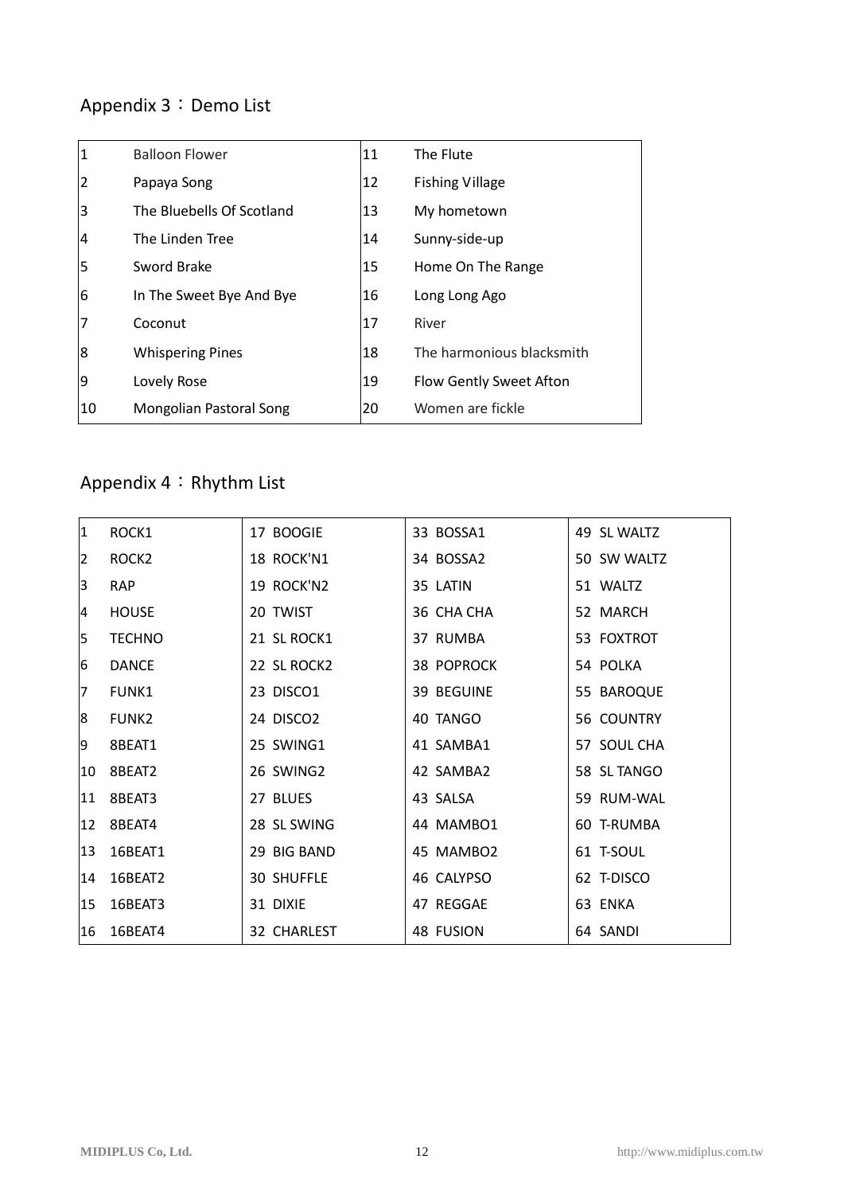## Appendix 3：Demo List

| | | | |
|---|---|---|---|
| 1 | Balloon Flower | 11 | The Flute |
| 2 | Papaya Song | 12 | Fishing Village |
| 3 | The Bluebells Of Scotland | 13 | My hometown |
| 4 | The Linden Tree | 14 | Sunny-side-up |
| 5 | Sword Brake | 15 | Home On The Range |
| 6 | In The Sweet Bye And Bye | 16 | Long Long Ago |
| 7 | Coconut | 17 | River |
| 8 | Whispering Pines | 18 | The harmonious blacksmith |
| 9 | Lovely Rose | 19 | Flow Gently Sweet Afton |
| 10 | Mongolian Pastoral Song | 20 | Women are fickle |

## Appendix 4：Rhythm List

| | | | |
|---|---|---|---|
| 1 ROCK1 | 17 BOOGIE | 33 BOSSA1 | 49 SL WALTZ |
| 2 ROCK2 | 18 ROCK'N1 | 34 BOSSA2 | 50 SW WALTZ |
| 3 RAP | 19 ROCK'N2 | 35 LATIN | 51 WALTZ |
| 4 HOUSE | 20 TWIST | 36 CHA CHA | 52 MARCH |
| 5 TECHNO | 21 SL ROCK1 | 37 RUMBA | 53 FOXTROT |
| 6 DANCE | 22 SL ROCK2 | 38 POPROCK | 54 POLKA |
| 7 FUNK1 | 23 DISCO1 | 39 BEGUINE | 55 BAROQUE |
| 8 FUNK2 | 24 DISCO2 | 40 TANGO | 56 COUNTRY |
| 9 8BEAT1 | 25 SWING1 | 41 SAMBA1 | 57 SOUL CHA |
| 10 8BEAT2 | 26 SWING2 | 42 SAMBA2 | 58 SL TANGO |
| 11 8BEAT3 | 27 BLUES | 43 SALSA | 59 RUM-WAL |
| 12 8BEAT4 | 28 SL SWING | 44 MAMBO1 | 60 T-RUMBA |
| 13 16BEAT1 | 29 BIG BAND | 45 MAMBO2 | 61 T-SOUL |
| 14 16BEAT2 | 30 SHUFFLE | 46 CALYPSO | 62 T-DISCO |
| 15 16BEAT3 | 31 DIXIE | 47 REGGAE | 63 ENKA |
| 16 16BEAT4 | 32 CHARLEST | 48 FUSION | 64 SANDI |